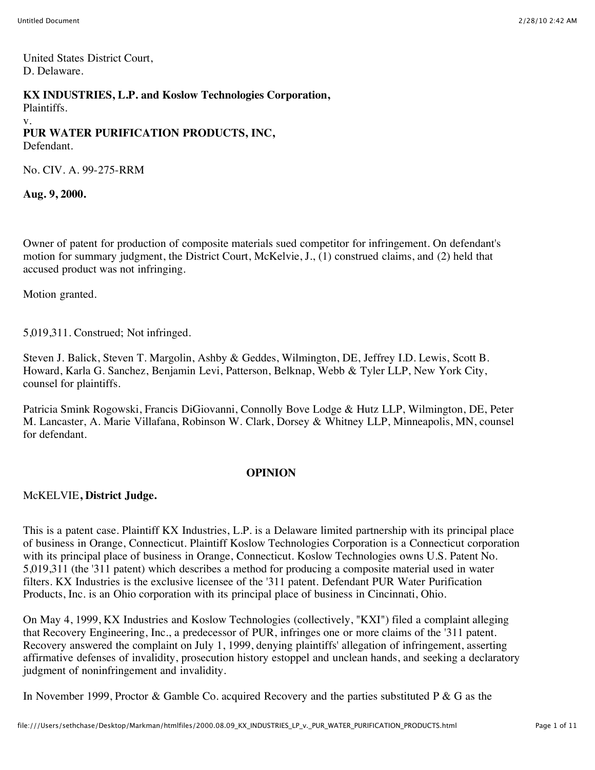United States District Court,
D. Delaware.

**KX INDUSTRIES, L.P. and Koslow Technologies Corporation,**
Plaintiffs.
v.
**PUR WATER PURIFICATION PRODUCTS, INC,**
Defendant.

No. CIV. A. 99-275-RRM

**Aug. 9, 2000.**

Owner of patent for production of composite materials sued competitor for infringement. On defendant's motion for summary judgment, the District Court, McKelvie, J., (1) construed claims, and (2) held that accused product was not infringing.

Motion granted.

5,019,311. Construed; Not infringed.

Steven J. Balick, Steven T. Margolin, Ashby & Geddes, Wilmington, DE, Jeffrey I.D. Lewis, Scott B. Howard, Karla G. Sanchez, Benjamin Levi, Patterson, Belknap, Webb & Tyler LLP, New York City, counsel for plaintiffs.

Patricia Smink Rogowski, Francis DiGiovanni, Connolly Bove Lodge & Hutz LLP, Wilmington, DE, Peter M. Lancaster, A. Marie Villafana, Robinson W. Clark, Dorsey & Whitney LLP, Minneapolis, MN, counsel for defendant.

## OPINION

McKELVIE**, District Judge.**

This is a patent case. Plaintiff KX Industries, L.P. is a Delaware limited partnership with its principal place of business in Orange, Connecticut. Plaintiff Koslow Technologies Corporation is a Connecticut corporation with its principal place of business in Orange, Connecticut. Koslow Technologies owns U.S. Patent No. 5,019,311 (the '311 patent) which describes a method for producing a composite material used in water filters. KX Industries is the exclusive licensee of the '311 patent. Defendant PUR Water Purification Products, Inc. is an Ohio corporation with its principal place of business in Cincinnati, Ohio.

On May 4, 1999, KX Industries and Koslow Technologies (collectively, "KXI") filed a complaint alleging that Recovery Engineering, Inc., a predecessor of PUR, infringes one or more claims of the '311 patent. Recovery answered the complaint on July 1, 1999, denying plaintiffs' allegation of infringement, asserting affirmative defenses of invalidity, prosecution history estoppel and unclean hands, and seeking a declaratory judgment of noninfringement and invalidity.

In November 1999, Proctor & Gamble Co. acquired Recovery and the parties substituted P & G as the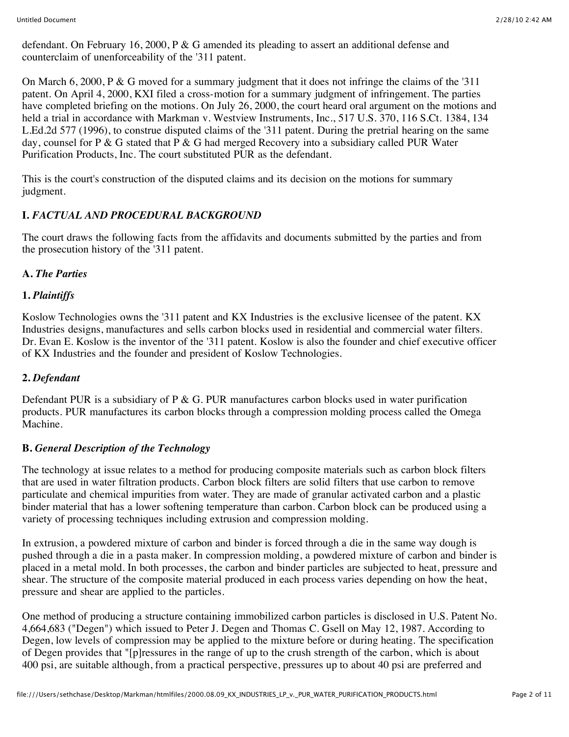defendant. On February 16, 2000, P & G amended its pleading to assert an additional defense and counterclaim of unenforceability of the '311 patent.

On March 6, 2000, P & G moved for a summary judgment that it does not infringe the claims of the '311 patent. On April 4, 2000, KXI filed a cross-motion for a summary judgment of infringement. The parties have completed briefing on the motions. On July 26, 2000, the court heard oral argument on the motions and held a trial in accordance with Markman v. Westview Instruments, Inc., 517 U.S. 370, 116 S.Ct. 1384, 134 L.Ed.2d 577 (1996), to construe disputed claims of the '311 patent. During the pretrial hearing on the same day, counsel for P & G stated that P & G had merged Recovery into a subsidiary called PUR Water Purification Products, Inc. The court substituted PUR as the defendant.

This is the court's construction of the disputed claims and its decision on the motions for summary judgment.

## I. *FACTUAL AND PROCEDURAL BACKGROUND*

The court draws the following facts from the affidavits and documents submitted by the parties and from the prosecution history of the '311 patent.

### A. *The Parties*

#### 1. *Plaintiffs*

Koslow Technologies owns the '311 patent and KX Industries is the exclusive licensee of the patent. KX Industries designs, manufactures and sells carbon blocks used in residential and commercial water filters. Dr. Evan E. Koslow is the inventor of the '311 patent. Koslow is also the founder and chief executive officer of KX Industries and the founder and president of Koslow Technologies.

#### 2. *Defendant*

Defendant PUR is a subsidiary of P & G. PUR manufactures carbon blocks used in water purification products. PUR manufactures its carbon blocks through a compression molding process called the Omega Machine.

### B. *General Description of the Technology*

The technology at issue relates to a method for producing composite materials such as carbon block filters that are used in water filtration products. Carbon block filters are solid filters that use carbon to remove particulate and chemical impurities from water. They are made of granular activated carbon and a plastic binder material that has a lower softening temperature than carbon. Carbon block can be produced using a variety of processing techniques including extrusion and compression molding.

In extrusion, a powdered mixture of carbon and binder is forced through a die in the same way dough is pushed through a die in a pasta maker. In compression molding, a powdered mixture of carbon and binder is placed in a metal mold. In both processes, the carbon and binder particles are subjected to heat, pressure and shear. The structure of the composite material produced in each process varies depending on how the heat, pressure and shear are applied to the particles.

One method of producing a structure containing immobilized carbon particles is disclosed in U.S. Patent No. 4,664,683 ("Degen") which issued to Peter J. Degen and Thomas C. Gsell on May 12, 1987. According to Degen, low levels of compression may be applied to the mixture before or during heating. The specification of Degen provides that "[p]ressures in the range of up to the crush strength of the carbon, which is about 400 psi, are suitable although, from a practical perspective, pressures up to about 40 psi are preferred and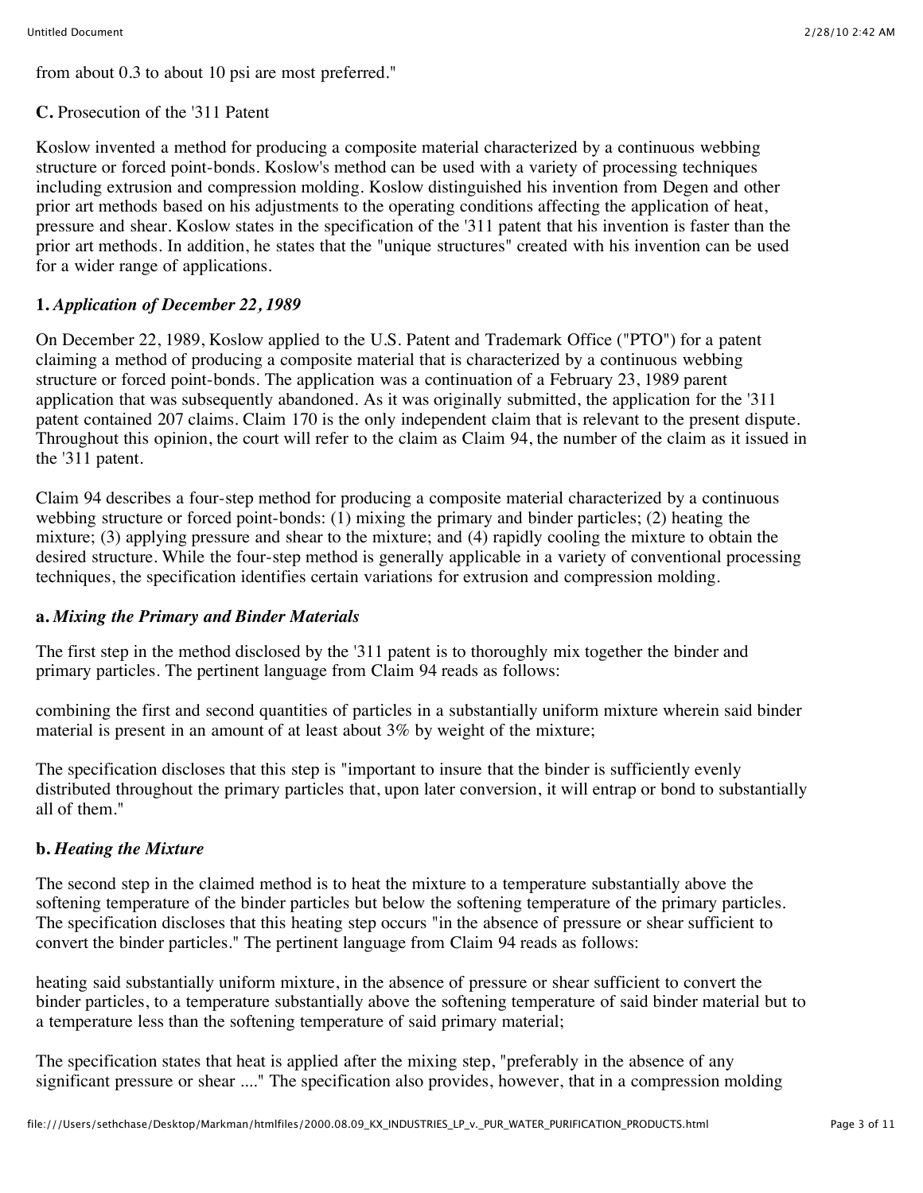from about 0.3 to about 10 psi are most preferred."

**C.** Prosecution of the '311 Patent

Koslow invented a method for producing a composite material characterized by a continuous webbing structure or forced point-bonds. Koslow's method can be used with a variety of processing techniques including extrusion and compression molding. Koslow distinguished his invention from Degen and other prior art methods based on his adjustments to the operating conditions affecting the application of heat, pressure and shear. Koslow states in the specification of the '311 patent that his invention is faster than the prior art methods. In addition, he states that the "unique structures" created with his invention can be used for a wider range of applications.

**1.** ***Application of December 22, 1989***

On December 22, 1989, Koslow applied to the U.S. Patent and Trademark Office ("PTO") for a patent claiming a method of producing a composite material that is characterized by a continuous webbing structure or forced point-bonds. The application was a continuation of a February 23, 1989 parent application that was subsequently abandoned. As it was originally submitted, the application for the '311 patent contained 207 claims. Claim 170 is the only independent claim that is relevant to the present dispute. Throughout this opinion, the court will refer to the claim as Claim 94, the number of the claim as it issued in the '311 patent.

Claim 94 describes a four-step method for producing a composite material characterized by a continuous webbing structure or forced point-bonds: (1) mixing the primary and binder particles; (2) heating the mixture; (3) applying pressure and shear to the mixture; and (4) rapidly cooling the mixture to obtain the desired structure. While the four-step method is generally applicable in a variety of conventional processing techniques, the specification identifies certain variations for extrusion and compression molding.

**a.** ***Mixing the Primary and Binder Materials***

The first step in the method disclosed by the '311 patent is to thoroughly mix together the binder and primary particles. The pertinent language from Claim 94 reads as follows:

combining the first and second quantities of particles in a substantially uniform mixture wherein said binder material is present in an amount of at least about 3% by weight of the mixture;

The specification discloses that this step is "important to insure that the binder is sufficiently evenly distributed throughout the primary particles that, upon later conversion, it will entrap or bond to substantially all of them."

**b.** ***Heating the Mixture***

The second step in the claimed method is to heat the mixture to a temperature substantially above the softening temperature of the binder particles but below the softening temperature of the primary particles. The specification discloses that this heating step occurs "in the absence of pressure or shear sufficient to convert the binder particles." The pertinent language from Claim 94 reads as follows:

heating said substantially uniform mixture, in the absence of pressure or shear sufficient to convert the binder particles, to a temperature substantially above the softening temperature of said binder material but to a temperature less than the softening temperature of said primary material;

The specification states that heat is applied after the mixing step, "preferably in the absence of any significant pressure or shear ...." The specification also provides, however, that in a compression molding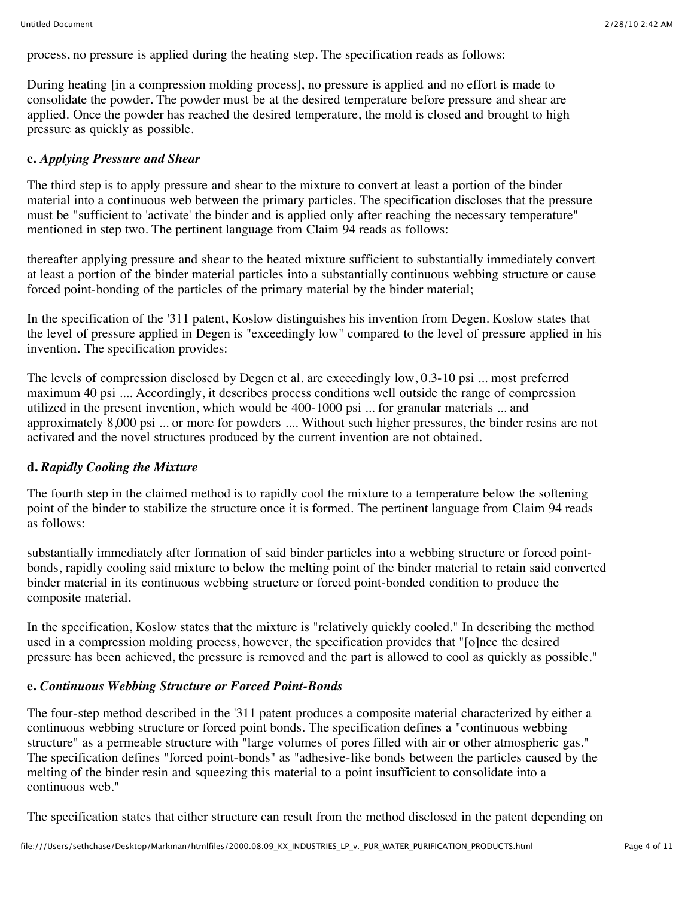process, no pressure is applied during the heating step. The specification reads as follows:

During heating [in a compression molding process], no pressure is applied and no effort is made to consolidate the powder. The powder must be at the desired temperature before pressure and shear are applied. Once the powder has reached the desired temperature, the mold is closed and brought to high pressure as quickly as possible.

**c.** ***Applying Pressure and Shear***

The third step is to apply pressure and shear to the mixture to convert at least a portion of the binder material into a continuous web between the primary particles. The specification discloses that the pressure must be "sufficient to 'activate' the binder and is applied only after reaching the necessary temperature" mentioned in step two. The pertinent language from Claim 94 reads as follows:

thereafter applying pressure and shear to the heated mixture sufficient to substantially immediately convert at least a portion of the binder material particles into a substantially continuous webbing structure or cause forced point-bonding of the particles of the primary material by the binder material;

In the specification of the '311 patent, Koslow distinguishes his invention from Degen. Koslow states that the level of pressure applied in Degen is "exceedingly low" compared to the level of pressure applied in his invention. The specification provides:

The levels of compression disclosed by Degen et al. are exceedingly low, 0.3-10 psi ... most preferred maximum 40 psi .... Accordingly, it describes process conditions well outside the range of compression utilized in the present invention, which would be 400-1000 psi ... for granular materials ... and approximately 8,000 psi ... or more for powders .... Without such higher pressures, the binder resins are not activated and the novel structures produced by the current invention are not obtained.

**d.** ***Rapidly Cooling the Mixture***

The fourth step in the claimed method is to rapidly cool the mixture to a temperature below the softening point of the binder to stabilize the structure once it is formed. The pertinent language from Claim 94 reads as follows:

substantially immediately after formation of said binder particles into a webbing structure or forced point-bonds, rapidly cooling said mixture to below the melting point of the binder material to retain said converted binder material in its continuous webbing structure or forced point-bonded condition to produce the composite material.

In the specification, Koslow states that the mixture is "relatively quickly cooled." In describing the method used in a compression molding process, however, the specification provides that "[o]nce the desired pressure has been achieved, the pressure is removed and the part is allowed to cool as quickly as possible."

**e.** ***Continuous Webbing Structure or Forced Point-Bonds***

The four-step method described in the '311 patent produces a composite material characterized by either a continuous webbing structure or forced point bonds. The specification defines a "continuous webbing structure" as a permeable structure with "large volumes of pores filled with air or other atmospheric gas." The specification defines "forced point-bonds" as "adhesive-like bonds between the particles caused by the melting of the binder resin and squeezing this material to a point insufficient to consolidate into a continuous web."

The specification states that either structure can result from the method disclosed in the patent depending on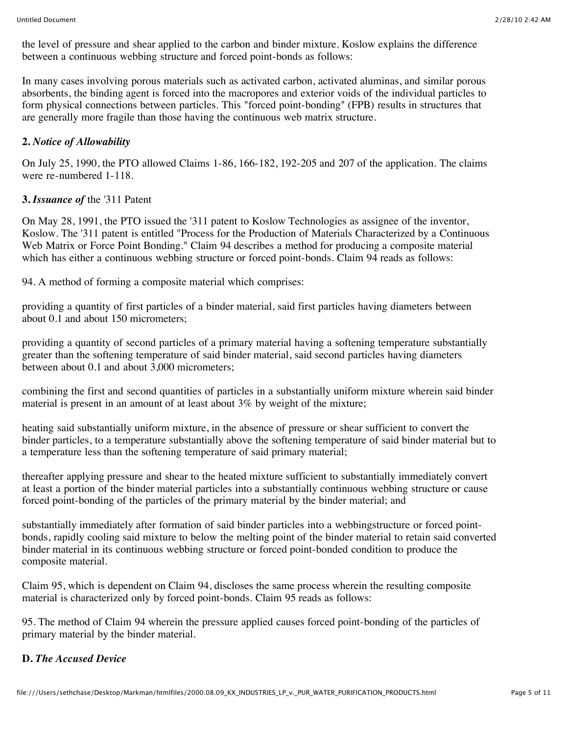the level of pressure and shear applied to the carbon and binder mixture. Koslow explains the difference between a continuous webbing structure and forced point-bonds as follows:

In many cases involving porous materials such as activated carbon, activated aluminas, and similar porous absorbents, the binding agent is forced into the macropores and exterior voids of the individual particles to form physical connections between particles. This "forced point-bonding" (FPB) results in structures that are generally more fragile than those having the continuous web matrix structure.

**2.** ***Notice of Allowability***

On July 25, 1990, the PTO allowed Claims 1-86, 166-182, 192-205 and 207 of the application. The claims were re-numbered 1-118.

**3.** ***Issuance of*** **the '311 Patent**

On May 28, 1991, the PTO issued the '311 patent to Koslow Technologies as assignee of the inventor, Koslow. The '311 patent is entitled "Process for the Production of Materials Characterized by a Continuous Web Matrix or Force Point Bonding." Claim 94 describes a method for producing a composite material which has either a continuous webbing structure or forced point-bonds. Claim 94 reads as follows:

94. A method of forming a composite material which comprises:

providing a quantity of first particles of a binder material, said first particles having diameters between about 0.1 and about 150 micrometers;

providing a quantity of second particles of a primary material having a softening temperature substantially greater than the softening temperature of said binder material, said second particles having diameters between about 0.1 and about 3,000 micrometers;

combining the first and second quantities of particles in a substantially uniform mixture wherein said binder material is present in an amount of at least about 3% by weight of the mixture;

heating said substantially uniform mixture, in the absence of pressure or shear sufficient to convert the binder particles, to a temperature substantially above the softening temperature of said binder material but to a temperature less than the softening temperature of said primary material;

thereafter applying pressure and shear to the heated mixture sufficient to substantially immediately convert at least a portion of the binder material particles into a substantially continuous webbing structure or cause forced point-bonding of the particles of the primary material by the binder material; and

substantially immediately after formation of said binder particles into a webbingstructure or forced point-bonds, rapidly cooling said mixture to below the melting point of the binder material to retain said converted binder material in its continuous webbing structure or forced point-bonded condition to produce the composite material.

Claim 95, which is dependent on Claim 94, discloses the same process wherein the resulting composite material is characterized only by forced point-bonds. Claim 95 reads as follows:

95. The method of Claim 94 wherein the pressure applied causes forced point-bonding of the particles of primary material by the binder material.

**D.** ***The Accused Device***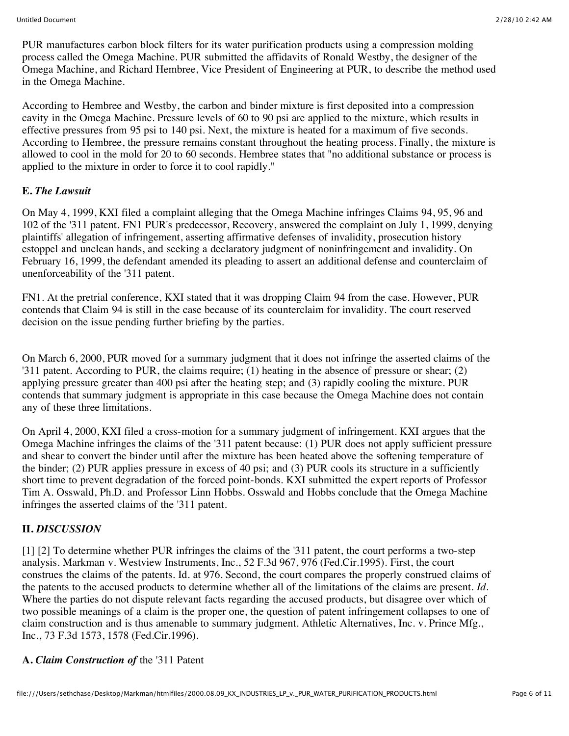PUR manufactures carbon block filters for its water purification products using a compression molding process called the Omega Machine. PUR submitted the affidavits of Ronald Westby, the designer of the Omega Machine, and Richard Hembree, Vice President of Engineering at PUR, to describe the method used in the Omega Machine.

According to Hembree and Westby, the carbon and binder mixture is first deposited into a compression cavity in the Omega Machine. Pressure levels of 60 to 90 psi are applied to the mixture, which results in effective pressures from 95 psi to 140 psi. Next, the mixture is heated for a maximum of five seconds. According to Hembree, the pressure remains constant throughout the heating process. Finally, the mixture is allowed to cool in the mold for 20 to 60 seconds. Hembree states that "no additional substance or process is applied to the mixture in order to force it to cool rapidly."

### E. *The Lawsuit*

On May 4, 1999, KXI filed a complaint alleging that the Omega Machine infringes Claims 94, 95, 96 and 102 of the '311 patent. FN1 PUR's predecessor, Recovery, answered the complaint on July 1, 1999, denying plaintiffs' allegation of infringement, asserting affirmative defenses of invalidity, prosecution history estoppel and unclean hands, and seeking a declaratory judgment of noninfringement and invalidity. On February 16, 1999, the defendant amended its pleading to assert an additional defense and counterclaim of unenforceability of the '311 patent.

FN1. At the pretrial conference, KXI stated that it was dropping Claim 94 from the case. However, PUR contends that Claim 94 is still in the case because of its counterclaim for invalidity. The court reserved decision on the issue pending further briefing by the parties.

On March 6, 2000, PUR moved for a summary judgment that it does not infringe the asserted claims of the '311 patent. According to PUR, the claims require; (1) heating in the absence of pressure or shear; (2) applying pressure greater than 400 psi after the heating step; and (3) rapidly cooling the mixture. PUR contends that summary judgment is appropriate in this case because the Omega Machine does not contain any of these three limitations.

On April 4, 2000, KXI filed a cross-motion for a summary judgment of infringement. KXI argues that the Omega Machine infringes the claims of the '311 patent because: (1) PUR does not apply sufficient pressure and shear to convert the binder until after the mixture has been heated above the softening temperature of the binder; (2) PUR applies pressure in excess of 40 psi; and (3) PUR cools its structure in a sufficiently short time to prevent degradation of the forced point-bonds. KXI submitted the expert reports of Professor Tim A. Osswald, Ph.D. and Professor Linn Hobbs. Osswald and Hobbs conclude that the Omega Machine infringes the asserted claims of the '311 patent.

## II. *DISCUSSION*

[1] [2] To determine whether PUR infringes the claims of the '311 patent, the court performs a two-step analysis. Markman v. Westview Instruments, Inc., 52 F.3d 967, 976 (Fed.Cir.1995). First, the court construes the claims of the patents. Id. at 976. Second, the court compares the properly construed claims of the patents to the accused products to determine whether all of the limitations of the claims are present. *Id.* Where the parties do not dispute relevant facts regarding the accused products, but disagree over which of two possible meanings of a claim is the proper one, the question of patent infringement collapses to one of claim construction and is thus amenable to summary judgment. Athletic Alternatives, Inc. v. Prince Mfg., Inc., 73 F.3d 1573, 1578 (Fed.Cir.1996).

### A. *Claim Construction of* the '311 Patent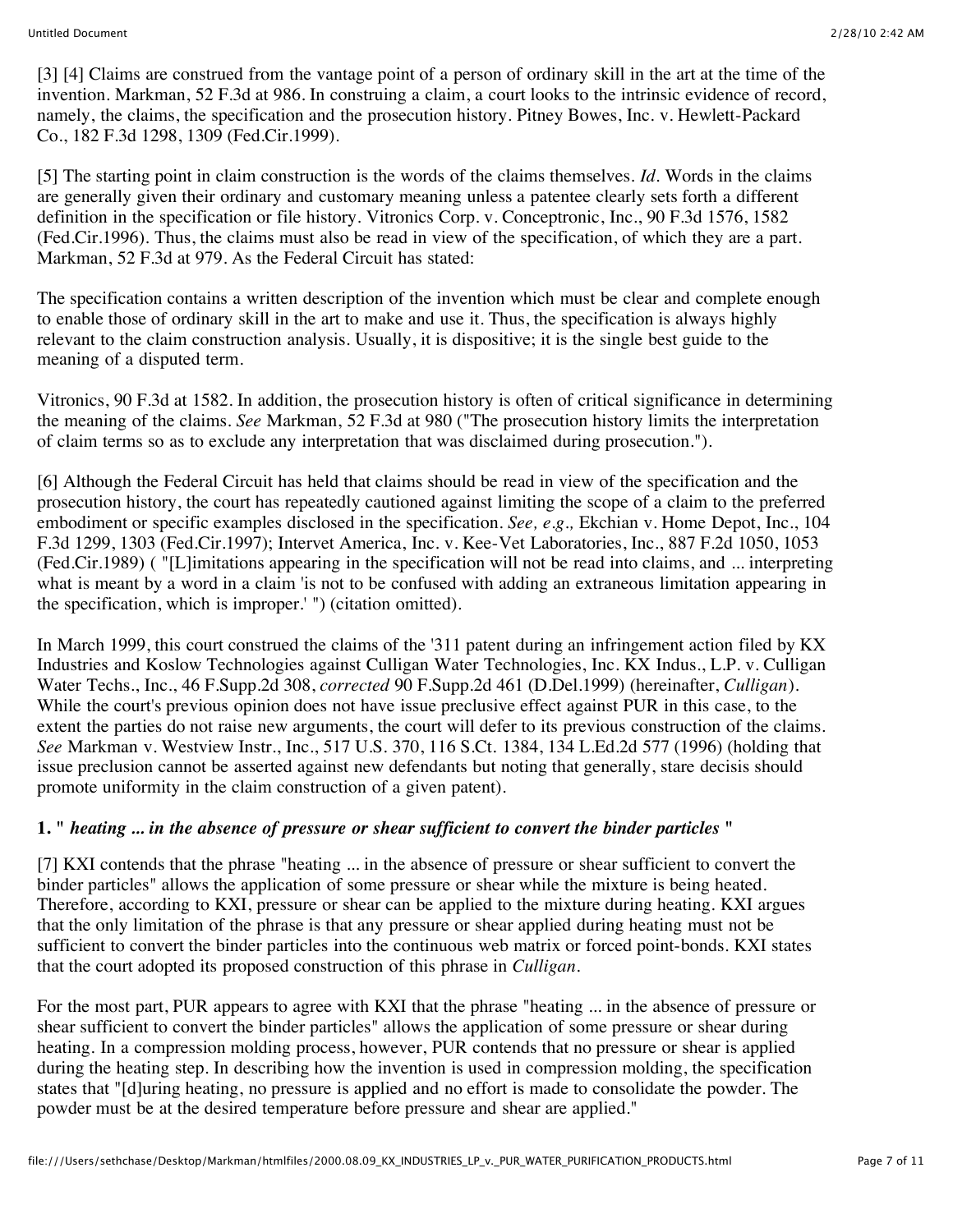[3] [4] Claims are construed from the vantage point of a person of ordinary skill in the art at the time of the invention. Markman, 52 F.3d at 986. In construing a claim, a court looks to the intrinsic evidence of record, namely, the claims, the specification and the prosecution history. Pitney Bowes, Inc. v. Hewlett-Packard Co., 182 F.3d 1298, 1309 (Fed.Cir.1999).

[5] The starting point in claim construction is the words of the claims themselves. *Id*. Words in the claims are generally given their ordinary and customary meaning unless a patentee clearly sets forth a different definition in the specification or file history. Vitronics Corp. v. Conceptronic, Inc., 90 F.3d 1576, 1582 (Fed.Cir.1996). Thus, the claims must also be read in view of the specification, of which they are a part. Markman, 52 F.3d at 979. As the Federal Circuit has stated:

The specification contains a written description of the invention which must be clear and complete enough to enable those of ordinary skill in the art to make and use it. Thus, the specification is always highly relevant to the claim construction analysis. Usually, it is dispositive; it is the single best guide to the meaning of a disputed term.

Vitronics, 90 F.3d at 1582. In addition, the prosecution history is often of critical significance in determining the meaning of the claims. *See* Markman, 52 F.3d at 980 ("The prosecution history limits the interpretation of claim terms so as to exclude any interpretation that was disclaimed during prosecution.").

[6] Although the Federal Circuit has held that claims should be read in view of the specification and the prosecution history, the court has repeatedly cautioned against limiting the scope of a claim to the preferred embodiment or specific examples disclosed in the specification. *See, e.g.,* Ekchian v. Home Depot, Inc., 104 F.3d 1299, 1303 (Fed.Cir.1997); Intervet America, Inc. v. Kee-Vet Laboratories, Inc., 887 F.2d 1050, 1053 (Fed.Cir.1989) ( "[L]imitations appearing in the specification will not be read into claims, and ... interpreting what is meant by a word in a claim 'is not to be confused with adding an extraneous limitation appearing in the specification, which is improper.' ") (citation omitted).

In March 1999, this court construed the claims of the '311 patent during an infringement action filed by KX Industries and Koslow Technologies against Culligan Water Technologies, Inc. KX Indus., L.P. v. Culligan Water Techs., Inc., 46 F.Supp.2d 308, *corrected* 90 F.Supp.2d 461 (D.Del.1999) (hereinafter, *Culligan*). While the court's previous opinion does not have issue preclusive effect against PUR in this case, to the extent the parties do not raise new arguments, the court will defer to its previous construction of the claims. *See* Markman v. Westview Instr., Inc., 517 U.S. 370, 116 S.Ct. 1384, 134 L.Ed.2d 577 (1996) (holding that issue preclusion cannot be asserted against new defendants but noting that generally, stare decisis should promote uniformity in the claim construction of a given patent).

**1. "** ***heating ... in the absence of pressure or shear sufficient to convert the binder particles*** **"**

[7] KXI contends that the phrase "heating ... in the absence of pressure or shear sufficient to convert the binder particles" allows the application of some pressure or shear while the mixture is being heated. Therefore, according to KXI, pressure or shear can be applied to the mixture during heating. KXI argues that the only limitation of the phrase is that any pressure or shear applied during heating must not be sufficient to convert the binder particles into the continuous web matrix or forced point-bonds. KXI states that the court adopted its proposed construction of this phrase in *Culligan*.

For the most part, PUR appears to agree with KXI that the phrase "heating ... in the absence of pressure or shear sufficient to convert the binder particles" allows the application of some pressure or shear during heating. In a compression molding process, however, PUR contends that no pressure or shear is applied during the heating step. In describing how the invention is used in compression molding, the specification states that "[d]uring heating, no pressure is applied and no effort is made to consolidate the powder. The powder must be at the desired temperature before pressure and shear are applied."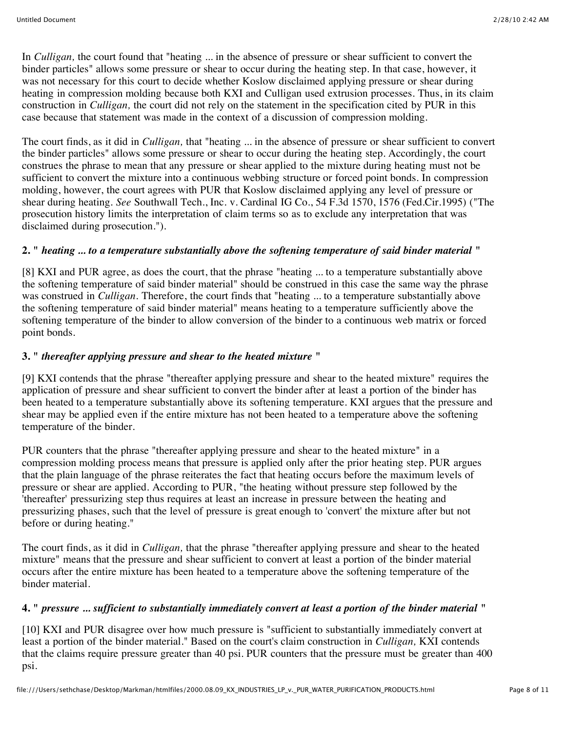In *Culligan,* the court found that "heating ... in the absence of pressure or shear sufficient to convert the binder particles" allows some pressure or shear to occur during the heating step. In that case, however, it was not necessary for this court to decide whether Koslow disclaimed applying pressure or shear during heating in compression molding because both KXI and Culligan used extrusion processes. Thus, in its claim construction in *Culligan,* the court did not rely on the statement in the specification cited by PUR in this case because that statement was made in the context of a discussion of compression molding.

The court finds, as it did in *Culligan,* that "heating ... in the absence of pressure or shear sufficient to convert the binder particles" allows some pressure or shear to occur during the heating step. Accordingly, the court construes the phrase to mean that any pressure or shear applied to the mixture during heating must not be sufficient to convert the mixture into a continuous webbing structure or forced point bonds. In compression molding, however, the court agrees with PUR that Koslow disclaimed applying any level of pressure or shear during heating. *See* Southwall Tech., Inc. v. Cardinal IG Co., 54 F.3d 1570, 1576 (Fed.Cir.1995) ("The prosecution history limits the interpretation of claim terms so as to exclude any interpretation that was disclaimed during prosecution.").

**2. "** ***heating ... to a temperature substantially above the softening temperature of said binder material*** **"**

[8] KXI and PUR agree, as does the court, that the phrase "heating ... to a temperature substantially above the softening temperature of said binder material" should be construed in this case the same way the phrase was construed in *Culligan.* Therefore, the court finds that "heating ... to a temperature substantially above the softening temperature of said binder material" means heating to a temperature sufficiently above the softening temperature of the binder to allow conversion of the binder to a continuous web matrix or forced point bonds.

**3. "** ***thereafter applying pressure and shear to the heated mixture*** **"**

[9] KXI contends that the phrase "thereafter applying pressure and shear to the heated mixture" requires the application of pressure and shear sufficient to convert the binder after at least a portion of the binder has been heated to a temperature substantially above its softening temperature. KXI argues that the pressure and shear may be applied even if the entire mixture has not been heated to a temperature above the softening temperature of the binder.

PUR counters that the phrase "thereafter applying pressure and shear to the heated mixture" in a compression molding process means that pressure is applied only after the prior heating step. PUR argues that the plain language of the phrase reiterates the fact that heating occurs before the maximum levels of pressure or shear are applied. According to PUR, "the heating without pressure step followed by the 'thereafter' pressurizing step thus requires at least an increase in pressure between the heating and pressurizing phases, such that the level of pressure is great enough to 'convert' the mixture after but not before or during heating."

The court finds, as it did in *Culligan,* that the phrase "thereafter applying pressure and shear to the heated mixture" means that the pressure and shear sufficient to convert at least a portion of the binder material occurs after the entire mixture has been heated to a temperature above the softening temperature of the binder material.

**4. "** ***pressure ... sufficient to substantially immediately convert at least a portion of the binder material*** **"**

[10] KXI and PUR disagree over how much pressure is "sufficient to substantially immediately convert at least a portion of the binder material." Based on the court's claim construction in *Culligan,* KXI contends that the claims require pressure greater than 40 psi. PUR counters that the pressure must be greater than 400 psi.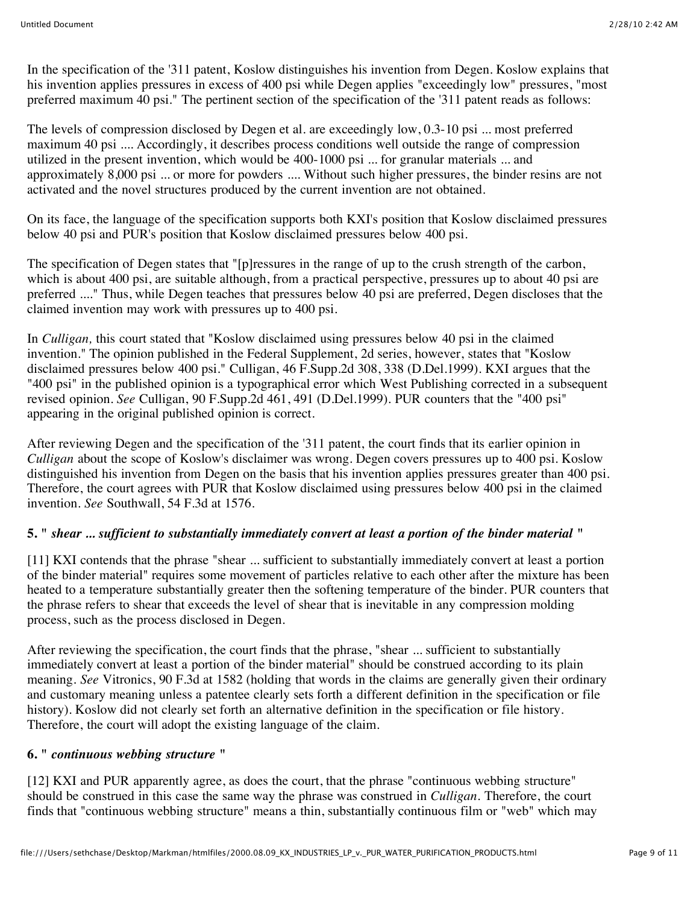In the specification of the '311 patent, Koslow distinguishes his invention from Degen. Koslow explains that his invention applies pressures in excess of 400 psi while Degen applies "exceedingly low" pressures, "most preferred maximum 40 psi." The pertinent section of the specification of the '311 patent reads as follows:

The levels of compression disclosed by Degen et al. are exceedingly low, 0.3-10 psi ... most preferred maximum 40 psi .... Accordingly, it describes process conditions well outside the range of compression utilized in the present invention, which would be 400-1000 psi ... for granular materials ... and approximately 8,000 psi ... or more for powders .... Without such higher pressures, the binder resins are not activated and the novel structures produced by the current invention are not obtained.

On its face, the language of the specification supports both KXI's position that Koslow disclaimed pressures below 40 psi and PUR's position that Koslow disclaimed pressures below 400 psi.

The specification of Degen states that "[p]ressures in the range of up to the crush strength of the carbon, which is about 400 psi, are suitable although, from a practical perspective, pressures up to about 40 psi are preferred ...." Thus, while Degen teaches that pressures below 40 psi are preferred, Degen discloses that the claimed invention may work with pressures up to 400 psi.

In *Culligan,* this court stated that "Koslow disclaimed using pressures below 40 psi in the claimed invention." The opinion published in the Federal Supplement, 2d series, however, states that "Koslow disclaimed pressures below 400 psi." Culligan, 46 F.Supp.2d 308, 338 (D.Del.1999). KXI argues that the "400 psi" in the published opinion is a typographical error which West Publishing corrected in a subsequent revised opinion. *See* Culligan, 90 F.Supp.2d 461, 491 (D.Del.1999). PUR counters that the "400 psi" appearing in the original published opinion is correct.

After reviewing Degen and the specification of the '311 patent, the court finds that its earlier opinion in *Culligan* about the scope of Koslow's disclaimer was wrong. Degen covers pressures up to 400 psi. Koslow distinguished his invention from Degen on the basis that his invention applies pressures greater than 400 psi. Therefore, the court agrees with PUR that Koslow disclaimed using pressures below 400 psi in the claimed invention. *See* Southwall, 54 F.3d at 1576.

### 5. " *shear ... sufficient to substantially immediately convert at least a portion of the binder material* "

[11] KXI contends that the phrase "shear ... sufficient to substantially immediately convert at least a portion of the binder material" requires some movement of particles relative to each other after the mixture has been heated to a temperature substantially greater then the softening temperature of the binder. PUR counters that the phrase refers to shear that exceeds the level of shear that is inevitable in any compression molding process, such as the process disclosed in Degen.

After reviewing the specification, the court finds that the phrase, "shear ... sufficient to substantially immediately convert at least a portion of the binder material" should be construed according to its plain meaning. *See* Vitronics, 90 F.3d at 1582 (holding that words in the claims are generally given their ordinary and customary meaning unless a patentee clearly sets forth a different definition in the specification or file history). Koslow did not clearly set forth an alternative definition in the specification or file history. Therefore, the court will adopt the existing language of the claim.

### 6. " *continuous webbing structure* "

[12] KXI and PUR apparently agree, as does the court, that the phrase "continuous webbing structure" should be construed in this case the same way the phrase was construed in *Culligan*. Therefore, the court finds that "continuous webbing structure" means a thin, substantially continuous film or "web" which may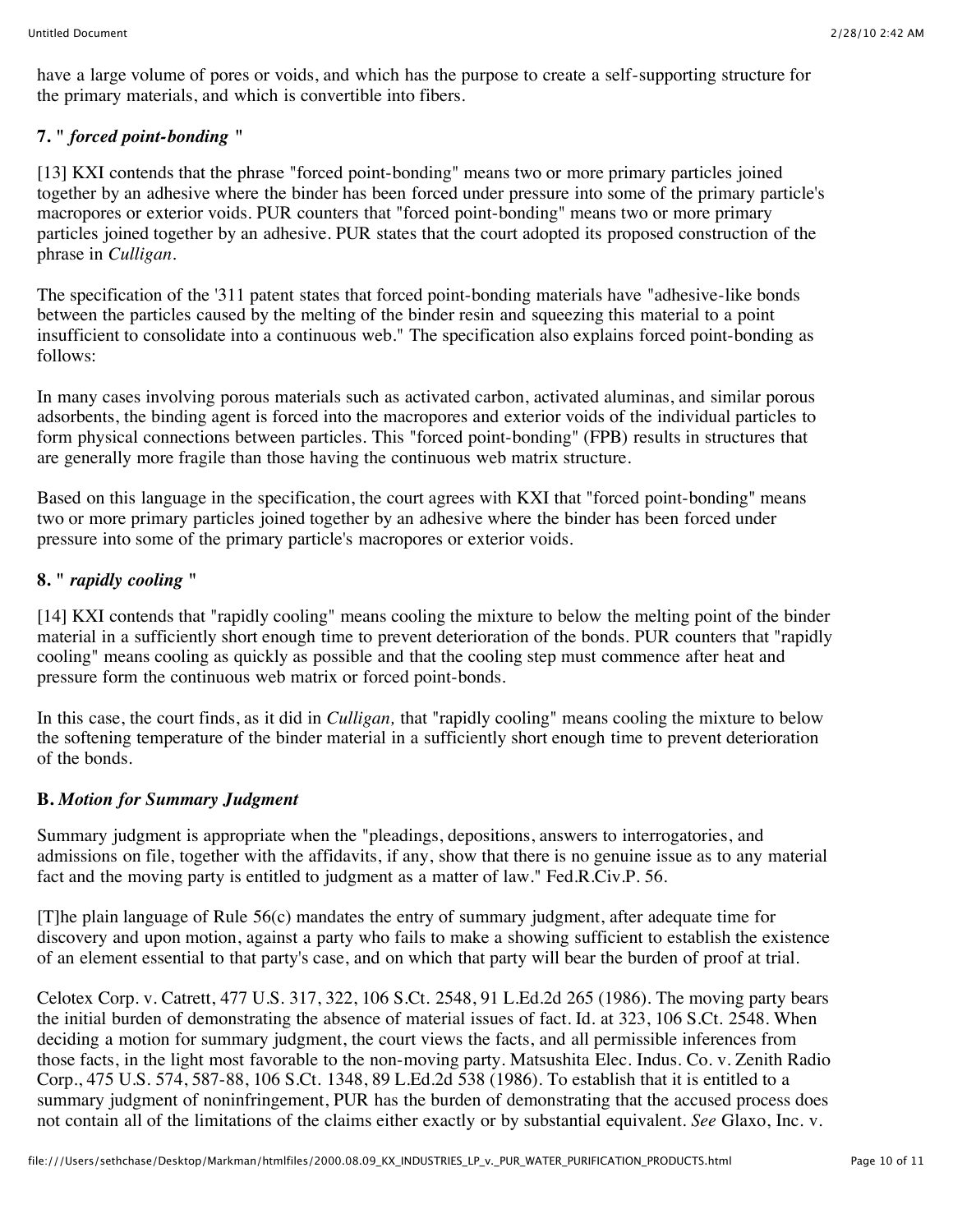have a large volume of pores or voids, and which has the purpose to create a self-supporting structure for the primary materials, and which is convertible into fibers.

### 7. " *forced point-bonding* "

[13] KXI contends that the phrase "forced point-bonding" means two or more primary particles joined together by an adhesive where the binder has been forced under pressure into some of the primary particle's macropores or exterior voids. PUR counters that "forced point-bonding" means two or more primary particles joined together by an adhesive. PUR states that the court adopted its proposed construction of the phrase in *Culligan*.

The specification of the '311 patent states that forced point-bonding materials have "adhesive-like bonds between the particles caused by the melting of the binder resin and squeezing this material to a point insufficient to consolidate into a continuous web." The specification also explains forced point-bonding as follows:

In many cases involving porous materials such as activated carbon, activated aluminas, and similar porous adsorbents, the binding agent is forced into the macropores and exterior voids of the individual particles to form physical connections between particles. This "forced point-bonding" (FPB) results in structures that are generally more fragile than those having the continuous web matrix structure.

Based on this language in the specification, the court agrees with KXI that "forced point-bonding" means two or more primary particles joined together by an adhesive where the binder has been forced under pressure into some of the primary particle's macropores or exterior voids.

### 8. " *rapidly cooling* "

[14] KXI contends that "rapidly cooling" means cooling the mixture to below the melting point of the binder material in a sufficiently short enough time to prevent deterioration of the bonds. PUR counters that "rapidly cooling" means cooling as quickly as possible and that the cooling step must commence after heat and pressure form the continuous web matrix or forced point-bonds.

In this case, the court finds, as it did in *Culligan,* that "rapidly cooling" means cooling the mixture to below the softening temperature of the binder material in a sufficiently short enough time to prevent deterioration of the bonds.

### B. *Motion for Summary Judgment*

Summary judgment is appropriate when the "pleadings, depositions, answers to interrogatories, and admissions on file, together with the affidavits, if any, show that there is no genuine issue as to any material fact and the moving party is entitled to judgment as a matter of law." Fed.R.Civ.P. 56.

[T]he plain language of Rule 56(c) mandates the entry of summary judgment, after adequate time for discovery and upon motion, against a party who fails to make a showing sufficient to establish the existence of an element essential to that party's case, and on which that party will bear the burden of proof at trial.

Celotex Corp. v. Catrett, 477 U.S. 317, 322, 106 S.Ct. 2548, 91 L.Ed.2d 265 (1986). The moving party bears the initial burden of demonstrating the absence of material issues of fact. Id. at 323, 106 S.Ct. 2548. When deciding a motion for summary judgment, the court views the facts, and all permissible inferences from those facts, in the light most favorable to the non-moving party. Matsushita Elec. Indus. Co. v. Zenith Radio Corp., 475 U.S. 574, 587-88, 106 S.Ct. 1348, 89 L.Ed.2d 538 (1986). To establish that it is entitled to a summary judgment of noninfringement, PUR has the burden of demonstrating that the accused process does not contain all of the limitations of the claims either exactly or by substantial equivalent. *See* Glaxo, Inc. v.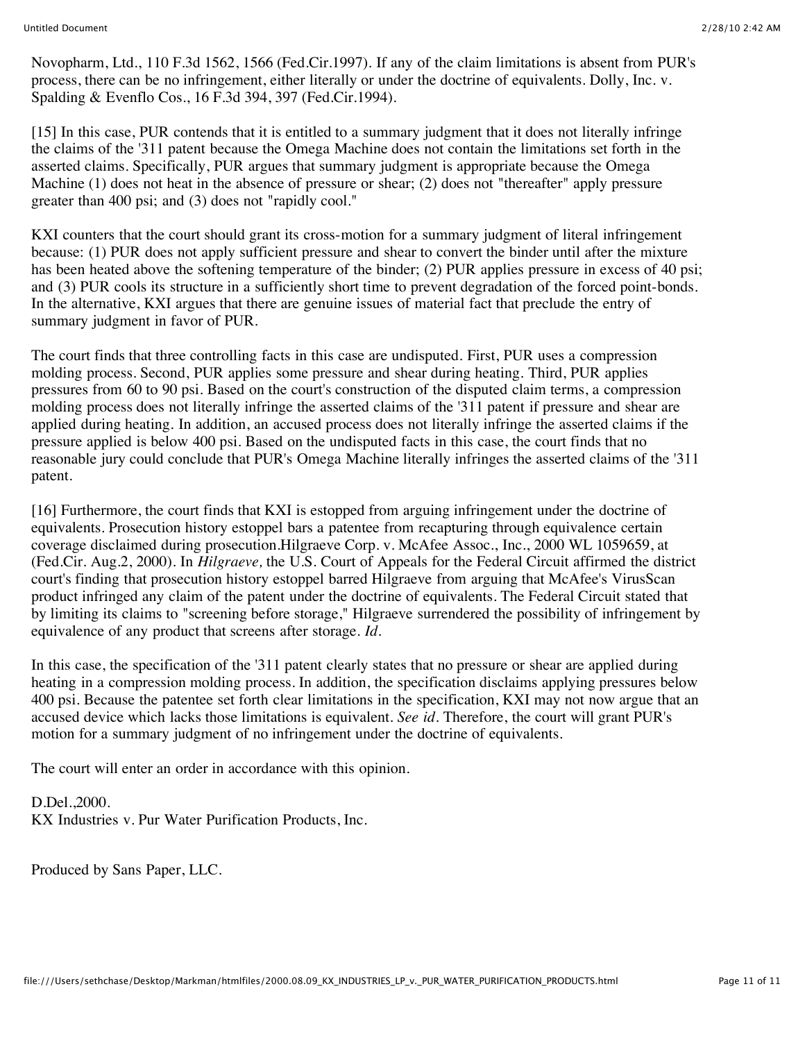Novopharm, Ltd., 110 F.3d 1562, 1566 (Fed.Cir.1997). If any of the claim limitations is absent from PUR's process, there can be no infringement, either literally or under the doctrine of equivalents. Dolly, Inc. v. Spalding & Evenflo Cos., 16 F.3d 394, 397 (Fed.Cir.1994).

[15] In this case, PUR contends that it is entitled to a summary judgment that it does not literally infringe the claims of the '311 patent because the Omega Machine does not contain the limitations set forth in the asserted claims. Specifically, PUR argues that summary judgment is appropriate because the Omega Machine (1) does not heat in the absence of pressure or shear; (2) does not "thereafter" apply pressure greater than 400 psi; and (3) does not "rapidly cool."

KXI counters that the court should grant its cross-motion for a summary judgment of literal infringement because: (1) PUR does not apply sufficient pressure and shear to convert the binder until after the mixture has been heated above the softening temperature of the binder; (2) PUR applies pressure in excess of 40 psi; and (3) PUR cools its structure in a sufficiently short time to prevent degradation of the forced point-bonds. In the alternative, KXI argues that there are genuine issues of material fact that preclude the entry of summary judgment in favor of PUR.

The court finds that three controlling facts in this case are undisputed. First, PUR uses a compression molding process. Second, PUR applies some pressure and shear during heating. Third, PUR applies pressures from 60 to 90 psi. Based on the court's construction of the disputed claim terms, a compression molding process does not literally infringe the asserted claims of the '311 patent if pressure and shear are applied during heating. In addition, an accused process does not literally infringe the asserted claims if the pressure applied is below 400 psi. Based on the undisputed facts in this case, the court finds that no reasonable jury could conclude that PUR's Omega Machine literally infringes the asserted claims of the '311 patent.

[16] Furthermore, the court finds that KXI is estopped from arguing infringement under the doctrine of equivalents. Prosecution history estoppel bars a patentee from recapturing through equivalence certain coverage disclaimed during prosecution.Hilgraeve Corp. v. McAfee Assoc., Inc., 2000 WL 1059659, at (Fed.Cir. Aug.2, 2000). In *Hilgraeve,* the U.S. Court of Appeals for the Federal Circuit affirmed the district court's finding that prosecution history estoppel barred Hilgraeve from arguing that McAfee's VirusScan product infringed any claim of the patent under the doctrine of equivalents. The Federal Circuit stated that by limiting its claims to "screening before storage," Hilgraeve surrendered the possibility of infringement by equivalence of any product that screens after storage. *Id.*

In this case, the specification of the '311 patent clearly states that no pressure or shear are applied during heating in a compression molding process. In addition, the specification disclaims applying pressures below 400 psi. Because the patentee set forth clear limitations in the specification, KXI may not now argue that an accused device which lacks those limitations is equivalent. *See id.* Therefore, the court will grant PUR's motion for a summary judgment of no infringement under the doctrine of equivalents.

The court will enter an order in accordance with this opinion.

D.Del.,2000.
KX Industries v. Pur Water Purification Products, Inc.

Produced by Sans Paper, LLC.